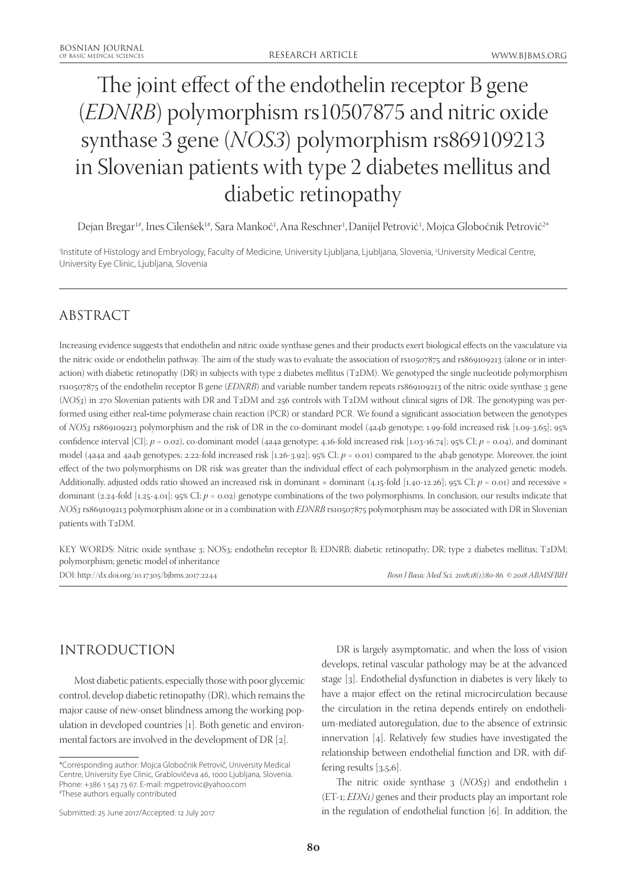# The joint effect of the endothelin receptor B gene (*EDNRB*) polymorphism rs10507875 and nitric oxide synthase 3 gene (*NOS3*) polymorphism rs869109213 in Slovenian patients with type 2 diabetes mellitus and diabetic retinopathy

Dejan Bregar[1#], Ines Cilenšek[1#], Sara Mankoč[1], Ana Reschner[1], Danijel Petrovič[1], Mojca Globočnik Petrovič[2*]

[1]Institute of Histology and Embryology, Faculty of Medicine, University Ljubljana, Ljubljana, Slovenia, [2]University Medical Centre, University Eye Clinic, Ljubljana, Slovenia

## ABSTRACT

Increasing evidence suggests that endothelin and nitric oxide synthase genes and their products exert biological effects on the vasculature via the nitric oxide or endothelin pathway. The aim of the study was to evaluate the association of rs10507875 and rs869109213 (alone or in interaction) with diabetic retinopathy (DR) in subjects with type 2 diabetes mellitus (T2DM). We genotyped the single nucleotide polymorphism rs10507875 of the endothelin receptor B gene (*EDNRB*) and variable number tandem repeats rs869109213 of the nitric oxide synthase 3 gene (*NOS3*) in 270 Slovenian patients with DR and T2DM and 256 controls with T2DM without clinical signs of DR. The genotyping was performed using either real-time polymerase chain reaction (PCR) or standard PCR. We found a significant association between the genotypes of *NOS3* rs869109213 polymorphism and the risk of DR in the co-dominant model (4a4b genotype; 1.99-fold increased risk [1.09-3.65]; 95% confidence interval [CI]; $p = 0.02$), co-dominant model (4a4a genotype; 4.16-fold increased risk [1.03-16.74]; 95% CI; $p = 0.04$), and dominant model (4a4a and 4a4b genotypes; 2.22-fold increased risk [1.26-3.92]; 95% CI; $p = 0.01$) compared to the 4b4b genotype. Moreover, the joint effect of the two polymorphisms on DR risk was greater than the individual effect of each polymorphism in the analyzed genetic models. Additionally, adjusted odds ratio showed an increased risk in dominant × dominant (4.15-fold [1.40-12.26]; 95% CI; $p = 0.01$) and recessive × dominant (2.24-fold [1.25-4.01]; 95% CI; $p = 0.02$) genotype combinations of the two polymorphisms. In conclusion, our results indicate that *NOS3* rs869109213 polymorphism alone or in a combination with *EDNRB* rs10507875 polymorphism may be associated with DR in Slovenian patients with T2DM.

KEY WORDS: Nitric oxide synthase 3; NOS3; endothelin receptor B; EDNRB; diabetic retinopathy; DR; type 2 diabetes mellitus; T2DM; polymorphism; genetic model of inheritance

DOI: http://dx.doi.org/10.17305/bjbms.2017.2244

## INTRODUCTION

Most diabetic patients, especially those with poor glycemic control, develop diabetic retinopathy (DR), which remains the major cause of new-onset blindness among the working population in developed countries [1]. Both genetic and environmental factors are involved in the development of DR [2].

DR is largely asymptomatic, and when the loss of vision develops, retinal vascular pathology may be at the advanced stage [3]. Endothelial dysfunction in diabetes is very likely to have a major effect on the retinal microcirculation because the circulation in the retina depends entirely on endothelium-mediated autoregulation, due to the absence of extrinsic innervation [4]. Relatively few studies have investigated the relationship between endothelial function and DR, with differing results [3,5,6].

The nitric oxide synthase 3 (*NOS3*) and endothelin 1 (ET-1; *EDN1)* genes and their products play an important role in the regulation of endothelial function [6]. In addition, the

*Corresponding author: Mojca Globočnik Petrovič, University Medical Centre, University Eye Clinic, Grablovičeva 46, 1000 Ljubljana, Slovenia. Phone: +386 1 543 73 67. E-mail: mgpetrovic@yahoo.com

#These authors equally contributed

Submitted: 25 June 2017/Accepted: 12 July 2017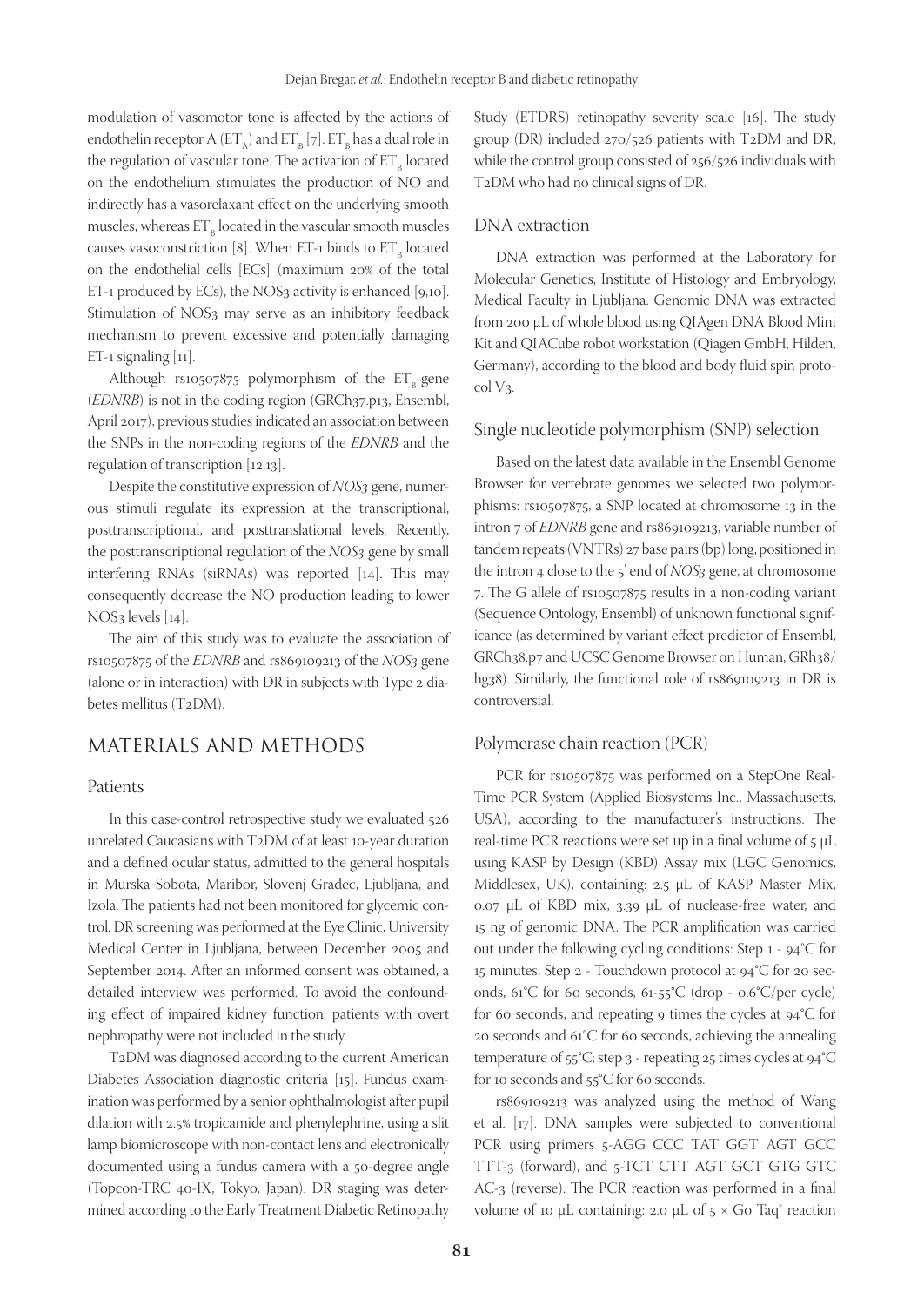modulation of vasomotor tone is affected by the actions of endothelin receptor A ($ET_A$) and $ET_B$ [7]. $ET_B$ has a dual role in the regulation of vascular tone. The activation of $ET_B$ located on the endothelium stimulates the production of NO and indirectly has a vasorelaxant effect on the underlying smooth muscles, whereas $ET_B$ located in the vascular smooth muscles causes vasoconstriction [8]. When ET-1 binds to $ET_B$ located on the endothelial cells [ECs] (maximum 20% of the total ET-1 produced by ECs), the NOS3 activity is enhanced [9,10]. Stimulation of NOS3 may serve as an inhibitory feedback mechanism to prevent excessive and potentially damaging ET-1 signaling [11].

Although rs10507875 polymorphism of the $ET_B$ gene (*EDNRB*) is not in the coding region (GRCh37.p13, Ensembl, April 2017), previous studies indicated an association between the SNPs in the non-coding regions of the *EDNRB* and the regulation of transcription [12,13].

Despite the constitutive expression of *NOS3* gene, numerous stimuli regulate its expression at the transcriptional, posttranscriptional, and posttranslational levels. Recently, the posttranscriptional regulation of the *NOS3* gene by small interfering RNAs (siRNAs) was reported [14]. This may consequently decrease the NO production leading to lower NOS3 levels [14].

The aim of this study was to evaluate the association of rs10507875 of the *EDNRB* and rs869109213 of the *NOS3* gene (alone or in interaction) with DR in subjects with Type 2 diabetes mellitus (T2DM).

# MATERIALS AND METHODS

## Patients

In this case-control retrospective study we evaluated 526 unrelated Caucasians with T2DM of at least 10-year duration and a defined ocular status, admitted to the general hospitals in Murska Sobota, Maribor, Slovenj Gradec, Ljubljana, and Izola. The patients had not been monitored for glycemic control. DR screening was performed at the Eye Clinic, University Medical Center in Ljubljana, between December 2005 and September 2014. After an informed consent was obtained, a detailed interview was performed. To avoid the confounding effect of impaired kidney function, patients with overt nephropathy were not included in the study.

T2DM was diagnosed according to the current American Diabetes Association diagnostic criteria [15]. Fundus examination was performed by a senior ophthalmologist after pupil dilation with 2.5% tropicamide and phenylephrine, using a slit lamp biomicroscope with non-contact lens and electronically documented using a fundus camera with a 50-degree angle (Topcon-TRC 40-IX, Tokyo, Japan). DR staging was determined according to the Early Treatment Diabetic Retinopathy Study (ETDRS) retinopathy severity scale [16]. The study group (DR) included 270/526 patients with T2DM and DR, while the control group consisted of 256/526 individuals with T2DM who had no clinical signs of DR.

## DNA extraction

DNA extraction was performed at the Laboratory for Molecular Genetics, Institute of Histology and Embryology, Medical Faculty in Ljubljana. Genomic DNA was extracted from 200 μL of whole blood using QIAgen DNA Blood Mini Kit and QIACube robot workstation (Qiagen GmbH, Hilden, Germany), according to the blood and body fluid spin protocol V3.

## Single nucleotide polymorphism (SNP) selection

Based on the latest data available in the Ensembl Genome Browser for vertebrate genomes we selected two polymorphisms: rs10507875, a SNP located at chromosome 13 in the intron 7 of *EDNRB* gene and rs869109213, variable number of tandem repeats (VNTRs) 27 base pairs (bp) long, positioned in the intron 4 close to the 5' end of *NOS3* gene, at chromosome 7. The G allele of rs10507875 results in a non-coding variant (Sequence Ontology, Ensembl) of unknown functional significance (as determined by variant effect predictor of Ensembl, GRCh38.p7 and UCSC Genome Browser on Human, GRh38/hg38). Similarly, the functional role of rs869109213 in DR is controversial.

## Polymerase chain reaction (PCR)

PCR for rs10507875 was performed on a StepOne Real-Time PCR System (Applied Biosystems Inc., Massachusetts, USA), according to the manufacturer's instructions. The real-time PCR reactions were set up in a final volume of 5 μL using KASP by Design (KBD) Assay mix (LGC Genomics, Middlesex, UK), containing: 2.5 μL of KASP Master Mix, 0.07 μL of KBD mix, 3.39 μL of nuclease-free water, and 15 ng of genomic DNA. The PCR amplification was carried out under the following cycling conditions: Step 1 - 94°C for 15 minutes; Step 2 - Touchdown protocol at 94°C for 20 seconds, 61°C for 60 seconds, 61-55°C (drop - 0.6°C/per cycle) for 60 seconds, and repeating 9 times the cycles at 94°C for 20 seconds and 61°C for 60 seconds, achieving the annealing temperature of 55°C; step 3 - repeating 25 times cycles at 94°C for 10 seconds and 55°C for 60 seconds.

rs869109213 was analyzed using the method of Wang et al. [17]. DNA samples were subjected to conventional PCR using primers 5-AGG CCC TAT GGT AGT GCC TTT-3 (forward), and 5-TCT CTT AGT GCT GTG GTC AC-3 (reverse). The PCR reaction was performed in a final volume of 10 μL containing: 2.0 μL of 5 × Go Taq® reaction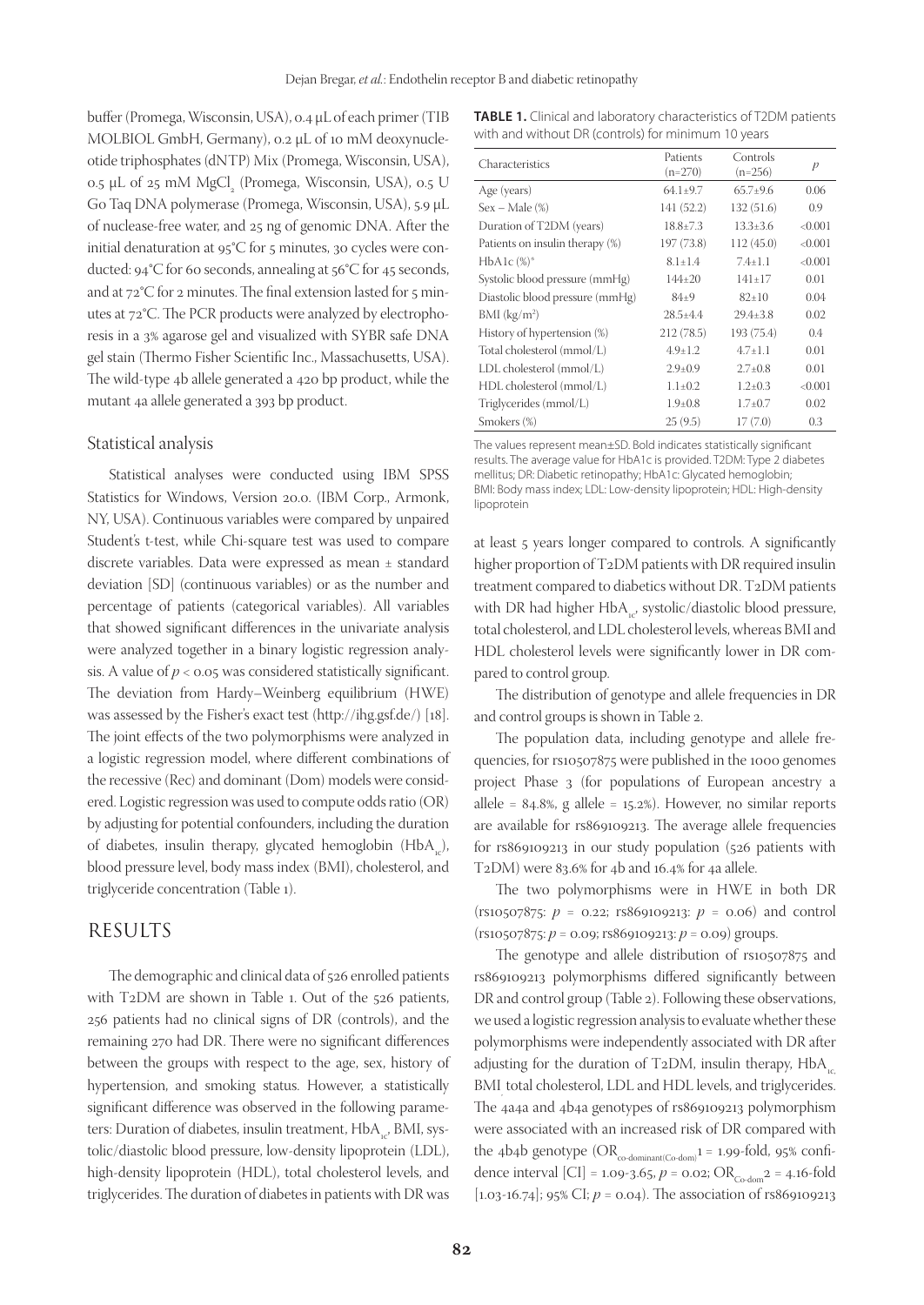buffer (Promega, Wisconsin, USA), 0.4 μL of each primer (TIB MOLBIOL GmbH, Germany), 0.2 μL of 10 mM deoxynucleotide triphosphates (dNTP) Mix (Promega, Wisconsin, USA), 0.5 μL of 25 mM $MgCl_2$ (Promega, Wisconsin, USA), 0.5 U Go Taq DNA polymerase (Promega, Wisconsin, USA), 5.9 μL of nuclease-free water, and 25 ng of genomic DNA. After the initial denaturation at 95°C for 5 minutes, 30 cycles were conducted: 94°C for 60 seconds, annealing at 56°C for 45 seconds, and at 72°C for 2 minutes. The final extension lasted for 5 minutes at 72°C. The PCR products were analyzed by electrophoresis in a 3% agarose gel and visualized with SYBR safe DNA gel stain (Thermo Fisher Scientific Inc., Massachusetts, USA). The wild-type 4b allele generated a 420 bp product, while the mutant 4a allele generated a 393 bp product.

### Statistical analysis

Statistical analyses were conducted using IBM SPSS Statistics for Windows, Version 20.0. (IBM Corp., Armonk, NY, USA). Continuous variables were compared by unpaired Student's t-test, while Chi-square test was used to compare discrete variables. Data were expressed as mean ± standard deviation [SD] (continuous variables) or as the number and percentage of patients (categorical variables). All variables that showed significant differences in the univariate analysis were analyzed together in a binary logistic regression analysis. A value of $p < 0.05$ was considered statistically significant. The deviation from Hardy–Weinberg equilibrium (HWE) was assessed by the Fisher's exact test (http://ihg.gsf.de/) [18]. The joint effects of the two polymorphisms were analyzed in a logistic regression model, where different combinations of the recessive (Rec) and dominant (Dom) models were considered. Logistic regression was used to compute odds ratio (OR) by adjusting for potential confounders, including the duration of diabetes, insulin therapy, glycated hemoglobin ($HbA_{1c}$), blood pressure level, body mass index (BMI), cholesterol, and triglyceride concentration (Table 1).

## RESULTS

The demographic and clinical data of 526 enrolled patients with T2DM are shown in Table 1. Out of the 526 patients, 256 patients had no clinical signs of DR (controls), and the remaining 270 had DR. There were no significant differences between the groups with respect to the age, sex, history of hypertension, and smoking status. However, a statistically significant difference was observed in the following parameters: Duration of diabetes, insulin treatment, $HbA_{1c}$, BMI, systolic/diastolic blood pressure, low-density lipoprotein (LDL), high-density lipoprotein (HDL), total cholesterol levels, and triglycerides. The duration of diabetes in patients with DR was at least 5 years longer compared to controls. A significantly higher proportion of T2DM patients with DR required insulin treatment compared to diabetics without DR. T2DM patients with DR had higher $HbA_{1c}$, systolic/diastolic blood pressure, total cholesterol, and LDL cholesterol levels, whereas BMI and HDL cholesterol levels were significantly lower in DR compared to control group.

**TABLE 1.** Clinical and laboratory characteristics of T2DM patients with and without DR (controls) for minimum 10 years

| Characteristics | Patients (n=270) | Controls (n=256) | $p$ |
|---|---|---|---|
| Age (years) | 64.1±9.7 | 65.7±9.6 | 0.06 |
| Sex – Male (%) | 141 (52.2) | 132 (51.6) | 0.9 |
| Duration of T2DM (years) | 18.8±7.3 | 13.3±3.6 | **<0.001** |
| Patients on insulin therapy (%) | 197 (73.8) | 112 (45.0) | **<0.001** |
| HbA1c (%)* | 8.1±1.4 | 7.4±1.1 | **<0.001** |
| Systolic blood pressure (mmHg) | 144±20 | 141±17 | **0.01** |
| Diastolic blood pressure (mmHg) | 84±9 | 82±10 | **0.04** |
| BMI (kg/m²) | 28.5±4.4 | 29.4±3.8 | **0.02** |
| History of hypertension (%) | 212 (78.5) | 193 (75.4) | 0.4 |
| Total cholesterol (mmol/L) | 4.9±1.2 | 4.7±1.1 | **0.01** |
| LDL cholesterol (mmol/L) | 2.9±0.9 | 2.7±0.8 | **0.01** |
| HDL cholesterol (mmol/L) | 1.1±0.2 | 1.2±0.3 | **<0.001** |
| Triglycerides (mmol/L) | 1.9±0.8 | 1.7±0.7 | **0.02** |
| Smokers (%) | 25 (9.5) | 17 (7.0) | 0.3 |

The values represent mean±SD. Bold indicates statistically significant results. The average value for HbA1c is provided. T2DM: Type 2 diabetes mellitus; DR: Diabetic retinopathy; HbA1c: Glycated hemoglobin; BMI: Body mass index; LDL: Low-density lipoprotein; HDL: High-density lipoprotein

The distribution of genotype and allele frequencies in DR and control groups is shown in Table 2.

The population data, including genotype and allele frequencies, for rs10507875 were published in the 1000 genomes project Phase 3 (for populations of European ancestry a allele = 84.8%, g allele = 15.2%). However, no similar reports are available for rs869109213. The average allele frequencies for rs869109213 in our study population (526 patients with T2DM) were 83.6% for 4b and 16.4% for 4a allele.

The two polymorphisms were in HWE in both DR (rs10507875: $p$ = 0.22; rs869109213: $p$ = 0.06) and control (rs10507875: $p$ = 0.09; rs869109213: $p$ = 0.09) groups.

The genotype and allele distribution of rs10507875 and rs869109213 polymorphisms differed significantly between DR and control group (Table 2). Following these observations, we used a logistic regression analysis to evaluate whether these polymorphisms were independently associated with DR after adjusting for the duration of T2DM, insulin therapy, $HbA_{1c}$, BMI, total cholesterol, LDL and HDL levels, and triglycerides. The 4a4a and 4b4a genotypes of rs869109213 polymorphism were associated with an increased risk of DR compared with the 4b4b genotype ($OR_{co\text{-}dominant(Co\text{-}dom)}1$ = 1.99-fold, 95% confidence interval [CI] = 1.09-3.65, $p$ = 0.02; $OR_{Co\text{-}dom}2$ = 4.16-fold [1.03-16.74]; 95% CI; $p$ = 0.04). The association of rs869109213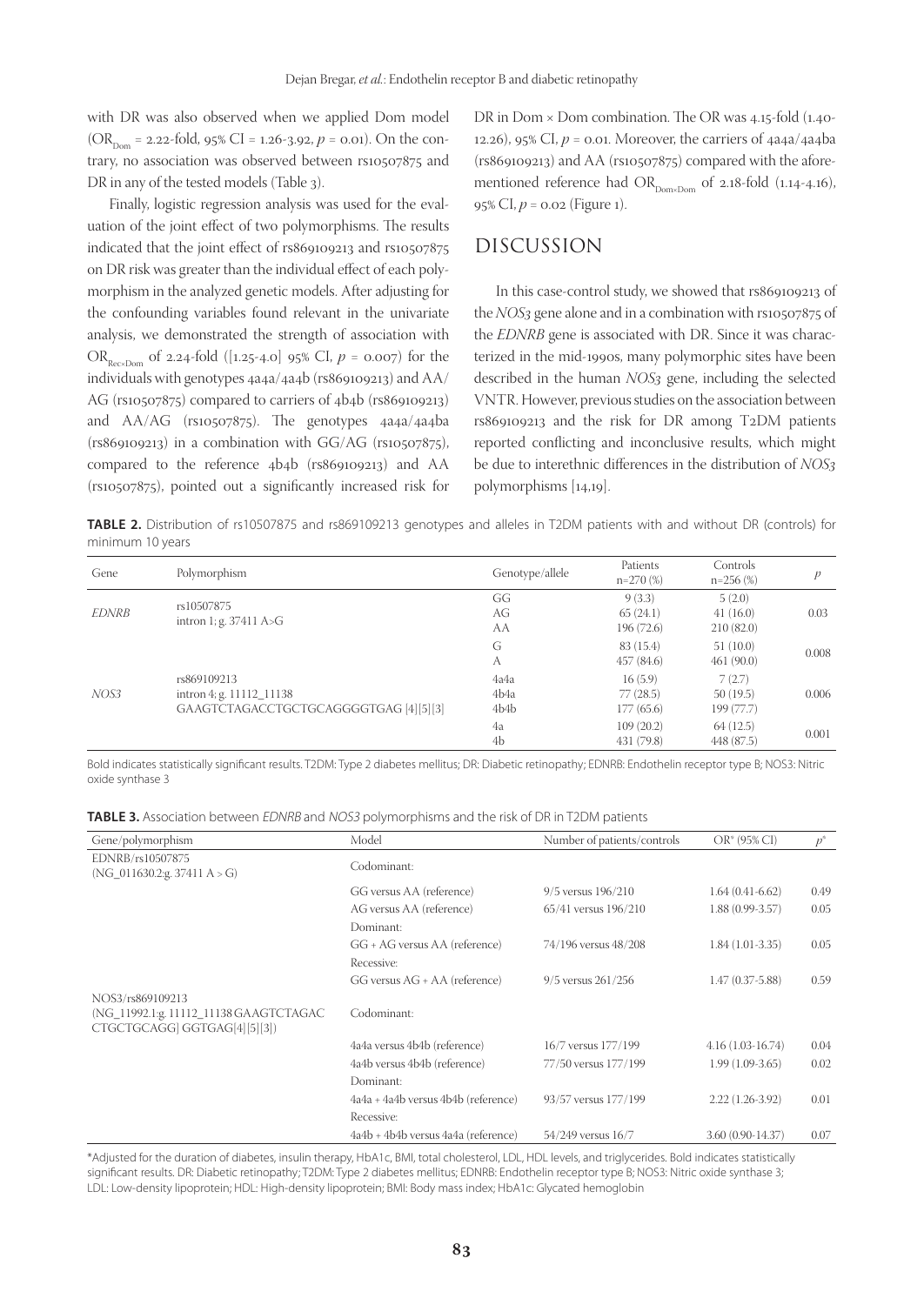with DR was also observed when we applied Dom model ($OR_{Dom}$ = 2.22-fold, 95% CI = 1.26-3.92, $p$ = 0.01). On the contrary, no association was observed between rs10507875 and DR in any of the tested models (Table 3).

Finally, logistic regression analysis was used for the evaluation of the joint effect of two polymorphisms. The results indicated that the joint effect of rs869109213 and rs10507875 on DR risk was greater than the individual effect of each polymorphism in the analyzed genetic models. After adjusting for the confounding variables found relevant in the univariate analysis, we demonstrated the strength of association with $OR_{Rec \times Dom}$ of 2.24-fold ([1.25-4.0] 95% CI, $p$ = 0.007) for the individuals with genotypes 4a4a/4a4b (rs869109213) and AA/AG (rs10507875) compared to carriers of 4b4b (rs869109213) and AA/AG (rs10507875). The genotypes 4a4a/4a4ba (rs869109213) in a combination with GG/AG (rs10507875), compared to the reference 4b4b (rs869109213) and AA (rs10507875), pointed out a significantly increased risk for DR in Dom × Dom combination. The OR was 4.15-fold (1.40-12.26), 95% CI, $p$ = 0.01. Moreover, the carriers of 4a4a/4a4ba (rs869109213) and AA (rs10507875) compared with the aforementioned reference had $OR_{Dom \times Dom}$ of 2.18-fold (1.14-4.16), 95% CI, $p$ = 0.02 (Figure 1).

## DISCUSSION

In this case-control study, we showed that rs869109213 of the *NOS3* gene alone and in a combination with rs10507875 of the *EDNRB* gene is associated with DR. Since it was characterized in the mid-1990s, many polymorphic sites have been described in the human *NOS3* gene, including the selected VNTR. However, previous studies on the association between rs869109213 and the risk for DR among T2DM patients reported conflicting and inconclusive results, which might be due to interethnic differences in the distribution of *NOS3* polymorphisms [14,19].

**TABLE 2.** Distribution of rs10507875 and rs869109213 genotypes and alleles in T2DM patients with and without DR (controls) for minimum 10 years

| Gene | Polymorphism | Genotype/allele | Patients n=270 (%) | Controls n=256 (%) | *p* |
|---|---|---|---|---|---|
| *EDNRB* | rs10507875 intron 1; g. 37411 A>G | GG | 9 (3.3) | 5 (2.0) | 0.03 |
| | | AG | 65 (24.1) | 41 (16.0) | |
| | | AA | 196 (72.6) | 210 (82.0) | |
| | | G | 83 (15.4) | 51 (10.0) | 0.008 |
| | | A | 457 (84.6) | 461 (90.0) | |
| *NOS3* | rs869109213 intron 4; g. 11112_11138 GAAGTCTAGACCTGCTGCAGGGGTGAG [4][5][3] | 4a4a | 16 (5.9) | 7 (2.7) | 0.006 |
| | | 4b4a | 77 (28.5) | 50 (19.5) | |
| | | 4b4b | 177 (65.6) | 199 (77.7) | |
| | | 4a | 109 (20.2) | 64 (12.5) | 0.001 |
| | | 4b | 431 (79.8) | 448 (87.5) | |

Bold indicates statistically significant results. T2DM: Type 2 diabetes mellitus; DR: Diabetic retinopathy; EDNRB: Endothelin receptor type B; NOS3: Nitric oxide synthase 3

**TABLE 3.** Association between *EDNRB* and *NOS3* polymorphisms and the risk of DR in T2DM patients

| Gene/polymorphism | Model | Number of patients/controls | OR* (95% CI) | $p^*$ |
|---|---|---|---|---|
| EDNRB/rs10507875 (NG_011630.2:g. 37411 A > G) | Codominant: | | | |
| | GG versus AA (reference) | 9/5 versus 196/210 | 1.64 (0.41-6.62) | 0.49 |
| | AG versus AA (reference) | 65/41 versus 196/210 | 1.88 (0.99-3.57) | 0.05 |
| | Dominant: | | | |
| | GG + AG versus AA (reference) | 74/196 versus 48/208 | 1.84 (1.01-3.35) | 0.05 |
| | Recessive: | | | |
| | GG versus AG + AA (reference) | 9/5 versus 261/256 | 1.47 (0.37-5.88) | 0.59 |
| NOS3/rs869109213 (NG_11992.1:g. 11112_11138 GAAGTCTAGAC CTGCTGCAGG] GGTGAG[4][5][3]) | Codominant: | | | |
| | 4a4a versus 4b4b (reference) | 16/7 versus 177/199 | 4.16 (1.03-16.74) | 0.04 |
| | 4a4b versus 4b4b (reference) | 77/50 versus 177/199 | 1.99 (1.09-3.65) | 0.02 |
| | Dominant: | | | |
| | 4a4a + 4a4b versus 4b4b (reference) | 93/57 versus 177/199 | 2.22 (1.26-3.92) | 0.01 |
| | Recessive: | | | |
| | 4a4b + 4b4b versus 4a4a (reference) | 54/249 versus 16/7 | 3.60 (0.90-14.37) | 0.07 |

*Adjusted for the duration of diabetes, insulin therapy, HbA1c, BMI, total cholesterol, LDL, HDL levels, and triglycerides. Bold indicates statistically significant results. DR: Diabetic retinopathy; T2DM: Type 2 diabetes mellitus; EDNRB: Endothelin receptor type B; NOS3: Nitric oxide synthase 3; LDL: Low-density lipoprotein; HDL: High-density lipoprotein; BMI: Body mass index; HbA1c: Glycated hemoglobin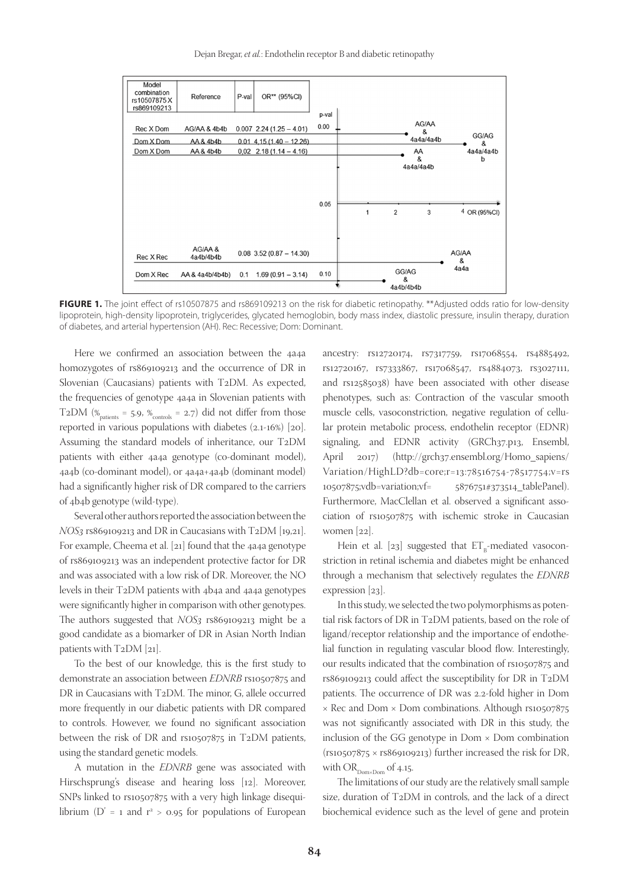| Model combination rs10507875 X rs869109213 | Reference | P-val | OR** (95%CI) |
|---|---|---|---|
| Rec X Dom | AG/AA & 4b4b | 0.007 | 2.24 (1.25 – 4.01) |
| Dom X Dom | AA & 4b4b | 0.01 | 4.15 (1.40 – 12.26) |
| Dom X Dom | AA & 4b4b | 0,02 | 2.18 (1.14 – 4.16) |
| Rec X Rec | AG/AA & 4a4b/4b4b | 0.08 | 3.52 (0.87 – 14.30) |
| Dom X Rec | AA & 4a4b/4b4b) | 0.1 | 1.69 (0.91 – 3.14) |

**FIGURE 1.** The joint effect of rs10507875 and rs869109213 on the risk for diabetic retinopathy. **Adjusted odds ratio for low-density lipoprotein, high-density lipoprotein, triglycerides, glycated hemoglobin, body mass index, diastolic pressure, insulin therapy, duration of diabetes, and arterial hypertension (AH). Rec: Recessive; Dom: Dominant.

Here we confirmed an association between the 4a4a homozygotes of rs869109213 and the occurrence of DR in Slovenian (Caucasians) patients with T2DM. As expected, the frequencies of genotype 4a4a in Slovenian patients with T2DM ($\%_{patients}$ = 5.9, $\%_{controls}$ = 2.7) did not differ from those reported in various populations with diabetes (2.1-16%) [20]. Assuming the standard models of inheritance, our T2DM patients with either 4a4a genotype (co-dominant model), 4a4b (co-dominant model), or 4a4a+4a4b (dominant model) had a significantly higher risk of DR compared to the carriers of 4b4b genotype (wild-type).

Several other authors reported the association between the *NOS3* rs869109213 and DR in Caucasians with T2DM [19,21]. For example, Cheema et al. [21] found that the 4a4a genotype of rs869109213 was an independent protective factor for DR and was associated with a low risk of DR. Moreover, the NO levels in their T2DM patients with 4b4a and 4a4a genotypes were significantly higher in comparison with other genotypes. The authors suggested that *NOS3* rs869109213 might be a good candidate as a biomarker of DR in Asian North Indian patients with T2DM [21].

To the best of our knowledge, this is the first study to demonstrate an association between *EDNRB* rs10507875 and DR in Caucasians with T2DM. The minor, G, allele occurred more frequently in our diabetic patients with DR compared to controls. However, we found no significant association between the risk of DR and rs10507875 in T2DM patients, using the standard genetic models.

A mutation in the *EDNRB* gene was associated with Hirschsprung's disease and hearing loss [12]. Moreover, SNPs linked to rs10507875 with a very high linkage disequilibrium (D' = 1 and $r^2$ > 0.95 for populations of European ancestry: rs12720174, rs7317759, rs17068554, rs4885492, rs12720167, rs7333867, rs17068547, rs4884073, rs3027111, and rs12585038) have been associated with other disease phenotypes, such as: Contraction of the vascular smooth muscle cells, vasoconstriction, negative regulation of cellular protein metabolic process, endothelin receptor (EDNR) signaling, and EDNR activity (GRCh37.p13, Ensembl, April 2017) (http://grch37.ensembl.org/Homo_sapiens/Variation/HighLD?db=core;r=13:78516754-78517754;v=rs10507875;vdb=variation;vf=5876751#373514_tablePanel). Furthermore, MacClellan et al. observed a significant association of rs10507875 with ischemic stroke in Caucasian women [22].

Hein et al. [23] suggested that $ET_B$-mediated vasoconstriction in retinal ischemia and diabetes might be enhanced through a mechanism that selectively regulates the *EDNRB* expression [23].

In this study, we selected the two polymorphisms as potential risk factors of DR in T2DM patients, based on the role of ligand/receptor relationship and the importance of endothelial function in regulating vascular blood flow. Interestingly, our results indicated that the combination of rs10507875 and rs869109213 could affect the susceptibility for DR in T2DM patients. The occurrence of DR was 2.2-fold higher in Dom × Rec and Dom × Dom combinations. Although rs10507875 was not significantly associated with DR in this study, the inclusion of the GG genotype in Dom × Dom combination (rs10507875 × rs869109213) further increased the risk for DR, with $OR_{Dom \times Dom}$ of 4.15.

The limitations of our study are the relatively small sample size, duration of T2DM in controls, and the lack of a direct biochemical evidence such as the level of gene and protein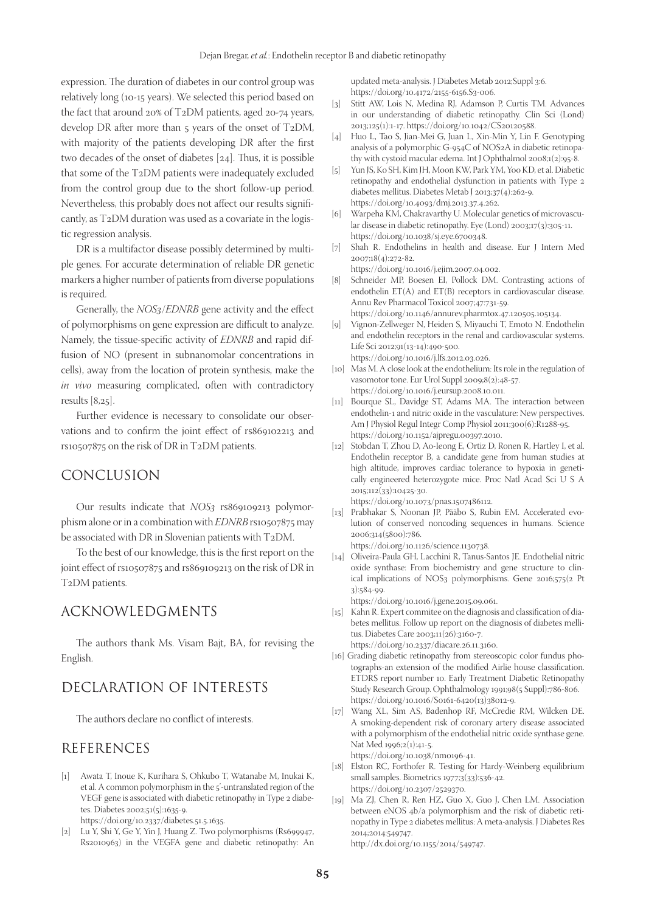expression. The duration of diabetes in our control group was relatively long (10-15 years). We selected this period based on the fact that around 20% of T2DM patients, aged 20-74 years, develop DR after more than 5 years of the onset of T2DM, with majority of the patients developing DR after the first two decades of the onset of diabetes [24]. Thus, it is possible that some of the T2DM patients were inadequately excluded from the control group due to the short follow-up period. Nevertheless, this probably does not affect our results significantly, as T2DM duration was used as a covariate in the logistic regression analysis.

DR is a multifactor disease possibly determined by multiple genes. For accurate determination of reliable DR genetic markers a higher number of patients from diverse populations is required.

Generally, the *NOS3*/*EDNRB* gene activity and the effect of polymorphisms on gene expression are difficult to analyze. Namely, the tissue-specific activity of *EDNRB* and rapid diffusion of NO (present in subnanomolar concentrations in cells), away from the location of protein synthesis, make the *in vivo* measuring complicated, often with contradictory results [8,25].

Further evidence is necessary to consolidate our observations and to confirm the joint effect of rs869102213 and rs10507875 on the risk of DR in T2DM patients.

## CONCLUSION

Our results indicate that *NOS3* rs869109213 polymorphism alone or in a combination with *EDNRB* rs10507875 may be associated with DR in Slovenian patients with T2DM.

To the best of our knowledge, this is the first report on the joint effect of rs10507875 and rs869109213 on the risk of DR in T2DM patients.

## ACKNOWLEDGMENTS

The authors thank Ms. Visam Bajt, BA, for revising the English.

## DECLARATION OF INTERESTS

The authors declare no conflict of interests.

## REFERENCES

[1] Awata T, Inoue K, Kurihara S, Ohkubo T, Watanabe M, Inukai K, et al. A common polymorphism in the 5'-untranslated region of the VEGF gene is associated with diabetic retinopathy in Type 2 diabetes. Diabetes 2002;51(5):1635-9. https://doi.org/10.2337/diabetes.51.5.1635.

[2] Lu Y, Shi Y, Ge Y, Yin J, Huang Z. Two polymorphisms (Rs699947, Rs2010963) in the VEGFA gene and diabetic retinopathy: An updated meta-analysis. J Diabetes Metab 2012;Suppl 3:6. https://doi.org/10.4172/2155-6156.S3-006.

[3] Stitt AW, Lois N, Medina RJ, Adamson P, Curtis TM. Advances in our understanding of diabetic retinopathy. Clin Sci (Lond) 2013;125(1):1-17. https://doi.org/10.1042/CS20120588.

[4] Huo L, Tao S, Jian-Mei G, Juan L, Xin-Min Y, Lin F. Genotyping analysis of a polymorphic G-954C of NOS2A in diabetic retinopathy with cystoid macular edema. Int J Ophthalmol 2008;1(2):95-8.

[5] Yun JS, Ko SH, Kim JH, Moon KW, Park YM, Yoo KD, et al. Diabetic retinopathy and endothelial dysfunction in patients with Type 2 diabetes mellitus. Diabetes Metab J 2013;37(4):262-9. https://doi.org/10.4093/dmj.2013.37.4.262.

[6] Warpeha KM, Chakravarthy U. Molecular genetics of microvascular disease in diabetic retinopathy. Eye (Lond) 2003;17(3):305-11. https://doi.org/10.1038/sj.eye.6700348.

[7] Shah R. Endothelins in health and disease. Eur J Intern Med 2007;18(4):272-82. https://doi.org/10.1016/j.ejim.2007.04.002.

[8] Schneider MP, Boesen EI, Pollock DM. Contrasting actions of endothelin ET(A) and ET(B) receptors in cardiovascular disease. Annu Rev Pharmacol Toxicol 2007;47:731-59. https://doi.org/10.1146/annurev.pharmtox.47.120505.105134.

[9] Vignon-Zellweger N, Heiden S, Miyauchi T, Emoto N. Endothelin and endothelin receptors in the renal and cardiovascular systems. Life Sci 2012;91(13-14):490-500. https://doi.org/10.1016/j.lfs.2012.03.026.

[10] Mas M. A close look at the endothelium: Its role in the regulation of vasomotor tone. Eur Urol Suppl 2009;8(2):48-57. https://doi.org/10.1016/j.eursup.2008.10.011.

[11] Bourque SL, Davidge ST, Adams MA. The interaction between endothelin-1 and nitric oxide in the vasculature: New perspectives. Am J Physiol Regul Integr Comp Physiol 2011;300(6):R1288-95. https://doi.org/10.1152/ajpregu.00397.2010.

[12] Stobdan T, Zhou D, Ao-Ieong E, Ortiz D, Ronen R, Hartley I, et al. Endothelin receptor B, a candidate gene from human studies at high altitude, improves cardiac tolerance to hypoxia in genetically engineered heterozygote mice. Proc Natl Acad Sci U S A 2015;112(33):10425-30. https://doi.org/10.1073/pnas.1507486112.

[13] Prabhakar S, Noonan JP, Pääbo S, Rubin EM. Accelerated evolution of conserved noncoding sequences in humans. Science 2006;314(5800):786. https://doi.org/10.1126/science.1130738.

[14] Oliveira-Paula GH, Lacchini R, Tanus-Santos JE. Endothelial nitric oxide synthase: From biochemistry and gene structure to clinical implications of NOS3 polymorphisms. Gene 2016;575(2 Pt 3):584-99. https://doi.org/10.1016/j.gene.2015.09.061.

[15] Kahn R. Expert commitee on the diagnosis and classification of diabetes mellitus. Follow up report on the diagnosis of diabetes mellitus. Diabetes Care 2003;11(26):3160-7. https://doi.org/10.2337/diacare.26.11.3160.

[16] Grading diabetic retinopathy from stereoscopic color fundus photographs-an extension of the modified Airlie house classification. ETDRS report number 10. Early Treatment Diabetic Retinopathy Study Research Group. Ophthalmology 1991;98(5 Suppl):786-806. https://doi.org/10.1016/S0161-6420(13)38012-9.

[17] Wang XL, Sim AS, Badenhop RF, McCredie RM, Wilcken DE. A smoking-dependent risk of coronary artery disease associated with a polymorphism of the endothelial nitric oxide synthase gene. Nat Med 1996;2(1):41-5. https://doi.org/10.1038/nm0196-41.

[18] Elston RC, Forthofer R. Testing for Hardy-Weinberg equilibrium small samples. Biometrics 1977;3(33):536-42. https://doi.org/10.2307/2529370.

[19] Ma ZJ, Chen R, Ren HZ, Guo X, Guo J, Chen LM. Association between eNOS 4b/a polymorphism and the risk of diabetic retinopathy in Type 2 diabetes mellitus: A meta-analysis. J Diabetes Res 2014;2014:549747. http://dx.doi.org/10.1155/2014/549747.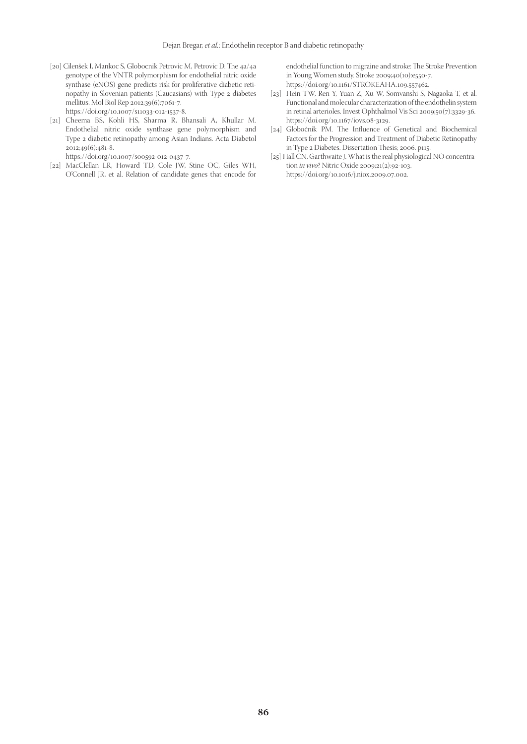[20] Cilenšek I, Mankoc S, Globocnik Petrovic M, Petrovic D. The 4a/4a genotype of the VNTR polymorphism for endothelial nitric oxide synthase (eNOS) gene predicts risk for proliferative diabetic retinopathy in Slovenian patients (Caucasians) with Type 2 diabetes mellitus. Mol Biol Rep 2012;39(6):7061-7. https://doi.org/10.1007/s11033-012-1537-8.

[21] Cheema BS, Kohli HS, Sharma R, Bhansali A, Khullar M. Endothelial nitric oxide synthase gene polymorphism and Type 2 diabetic retinopathy among Asian Indians. Acta Diabetol 2012;49(6):481-8. https://doi.org/10.1007/s00592-012-0437-7.

[22] MacClellan LR, Howard TD, Cole JW, Stine OC, Giles WH, O'Connell JR, et al. Relation of candidate genes that encode for endothelial function to migraine and stroke: The Stroke Prevention in Young Women study. Stroke 2009;40(10):e550-7. https://doi.org/10.1161/STROKEAHA.109.557462.

[23] Hein TW, Ren Y, Yuan Z, Xu W, Somvanshi S, Nagaoka T, et al. Functional and molecular characterization of the endothelin system in retinal arterioles. Invest Ophthalmol Vis Sci 2009;50(7):3329-36. https://doi.org/10.1167/iovs.08-3129.

[24] Globočnik PM. The Influence of Genetical and Biochemical Factors for the Progression and Treatment of Diabetic Retinopathy in Type 2 Diabetes. Dissertation Thesis; 2006. p115.

[25] Hall CN, Garthwaite J. What is the real physiological NO concentration *in vivo*? Nitric Oxide 2009;21(2):92-103. https://doi.org/10.1016/j.niox.2009.07.002.